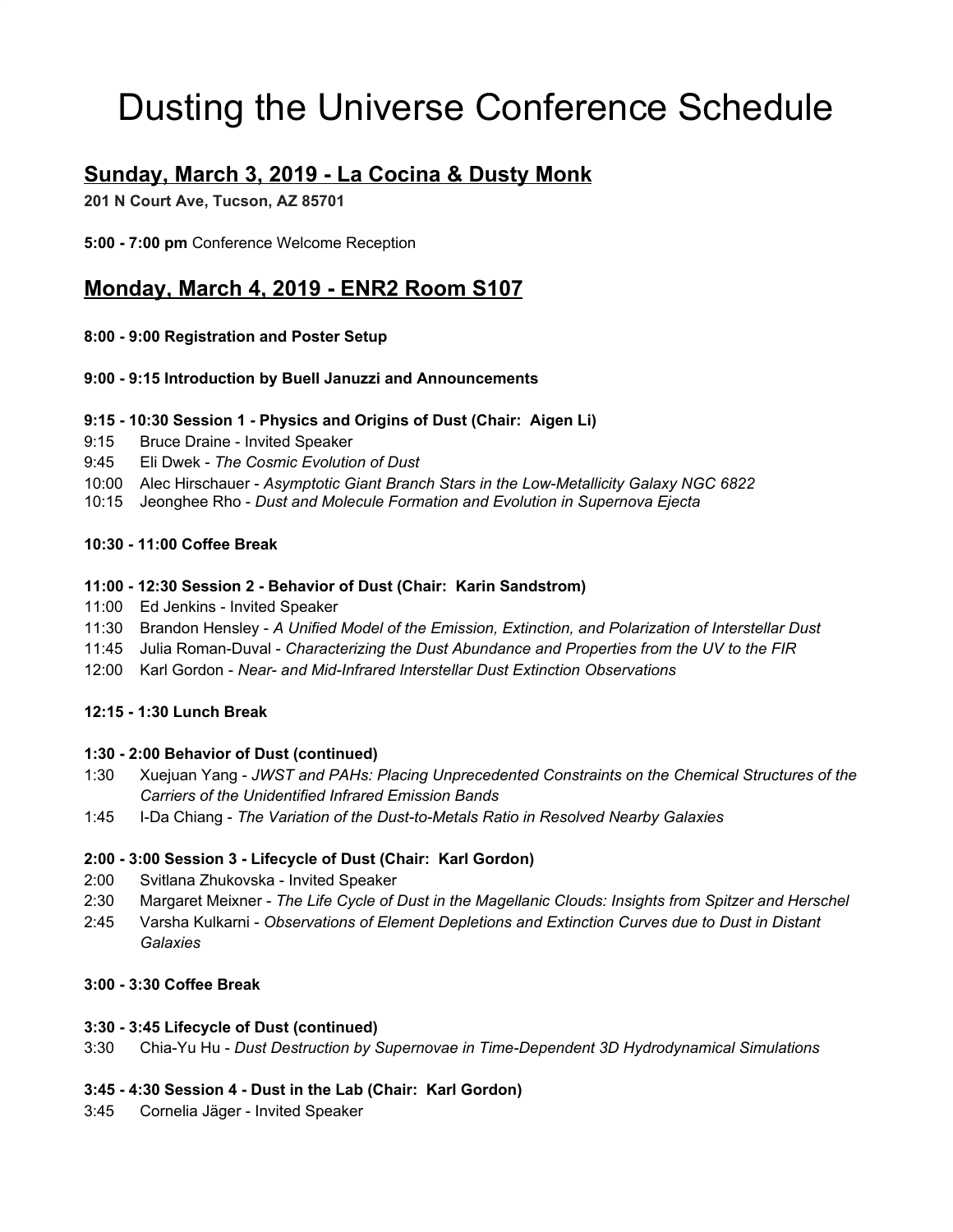# Dusting the Universe Conference Schedule

## Sunday, March 3, 2019 - La Cocina & Dusty Monk

**201 N Court Ave, Tucson, AZ 85701**

**5:00 - 7:00 pm** Conference Welcome Reception

## Monday, March 4, 2019 - ENR2 Room S107

**8:00 - 9:00 Registration and Poster Setup**

**9:00 - 9:15 Introduction by Buell Januzzi and Announcements**

**9:15 - 10:30 Session 1 - Physics and Origins of Dust (Chair: Aigen Li)**

9:15 Bruce Draine - Invited Speaker
9:45 Eli Dwek - *The Cosmic Evolution of Dust*
10:00 Alec Hirschauer - *Asymptotic Giant Branch Stars in the Low-Metallicity Galaxy NGC 6822*
10:15 Jeonghee Rho - *Dust and Molecule Formation and Evolution in Supernova Ejecta*

**10:30 - 11:00 Coffee Break**

**11:00 - 12:30 Session 2 - Behavior of Dust (Chair: Karin Sandstrom)**

11:00 Ed Jenkins - Invited Speaker
11:30 Brandon Hensley - *A Unified Model of the Emission, Extinction, and Polarization of Interstellar Dust*
11:45 Julia Roman-Duval - *Characterizing the Dust Abundance and Properties from the UV to the FIR*
12:00 Karl Gordon - *Near- and Mid-Infrared Interstellar Dust Extinction Observations*

**12:15 - 1:30 Lunch Break**

**1:30 - 2:00 Behavior of Dust (continued)**

1:30 Xuejuan Yang - *JWST and PAHs: Placing Unprecedented Constraints on the Chemical Structures of the Carriers of the Unidentified Infrared Emission Bands*
1:45 I-Da Chiang - *The Variation of the Dust-to-Metals Ratio in Resolved Nearby Galaxies*

**2:00 - 3:00 Session 3 - Lifecycle of Dust (Chair: Karl Gordon)**

2:00 Svitlana Zhukovska - Invited Speaker
2:30 Margaret Meixner - *The Life Cycle of Dust in the Magellanic Clouds: Insights from Spitzer and Herschel*
2:45 Varsha Kulkarni - *Observations of Element Depletions and Extinction Curves due to Dust in Distant Galaxies*

**3:00 - 3:30 Coffee Break**

**3:30 - 3:45 Lifecycle of Dust (continued)**

3:30 Chia-Yu Hu - *Dust Destruction by Supernovae in Time-Dependent 3D Hydrodynamical Simulations*

**3:45 - 4:30 Session 4 - Dust in the Lab (Chair: Karl Gordon)**

3:45 Cornelia Jäger - Invited Speaker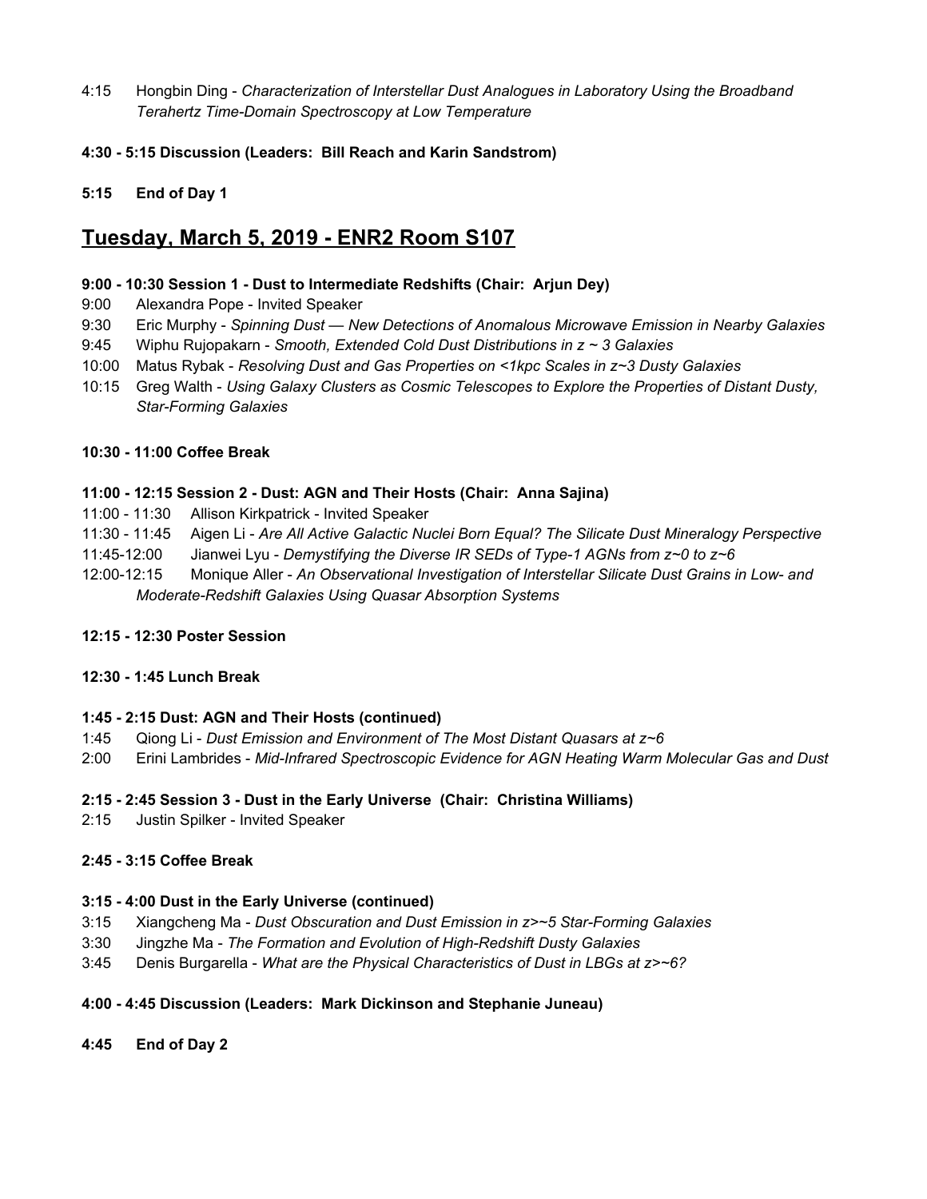4:15 Hongbin Ding - *Characterization of Interstellar Dust Analogues in Laboratory Using the Broadband Terahertz Time-Domain Spectroscopy at Low Temperature*

**4:30 - 5:15 Discussion (Leaders: Bill Reach and Karin Sandstrom)**

**5:15 End of Day 1**

## Tuesday, March 5, 2019 - ENR2 Room S107

**9:00 - 10:30 Session 1 - Dust to Intermediate Redshifts (Chair: Arjun Dey)**

9:00 Alexandra Pope - Invited Speaker
9:30 Eric Murphy - *Spinning Dust — New Detections of Anomalous Microwave Emission in Nearby Galaxies*
9:45 Wiphu Rujopakarn - *Smooth, Extended Cold Dust Distributions in z ~ 3 Galaxies*
10:00 Matus Rybak - *Resolving Dust and Gas Properties on <1kpc Scales in z~3 Dusty Galaxies*
10:15 Greg Walth - *Using Galaxy Clusters as Cosmic Telescopes to Explore the Properties of Distant Dusty, Star-Forming Galaxies*

**10:30 - 11:00 Coffee Break**

**11:00 - 12:15 Session 2 - Dust: AGN and Their Hosts (Chair: Anna Sajina)**

11:00 - 11:30 Allison Kirkpatrick - Invited Speaker
11:30 - 11:45 Aigen Li - *Are All Active Galactic Nuclei Born Equal? The Silicate Dust Mineralogy Perspective*
11:45-12:00 Jianwei Lyu - *Demystifying the Diverse IR SEDs of Type-1 AGNs from z~0 to z~6*
12:00-12:15 Monique Aller - *An Observational Investigation of Interstellar Silicate Dust Grains in Low- and Moderate-Redshift Galaxies Using Quasar Absorption Systems*

**12:15 - 12:30 Poster Session**

**12:30 - 1:45 Lunch Break**

**1:45 - 2:15 Dust: AGN and Their Hosts (continued)**

1:45 Qiong Li - *Dust Emission and Environment of The Most Distant Quasars at z~6*
2:00 Erini Lambrides - *Mid-Infrared Spectroscopic Evidence for AGN Heating Warm Molecular Gas and Dust*

**2:15 - 2:45 Session 3 - Dust in the Early Universe (Chair: Christina Williams)**

2:15 Justin Spilker - Invited Speaker

**2:45 - 3:15 Coffee Break**

**3:15 - 4:00 Dust in the Early Universe (continued)**

3:15 Xiangcheng Ma - *Dust Obscuration and Dust Emission in z>~5 Star-Forming Galaxies*
3:30 Jingzhe Ma - *The Formation and Evolution of High-Redshift Dusty Galaxies*
3:45 Denis Burgarella - *What are the Physical Characteristics of Dust in LBGs at z>~6?*

**4:00 - 4:45 Discussion (Leaders: Mark Dickinson and Stephanie Juneau)**

**4:45 End of Day 2**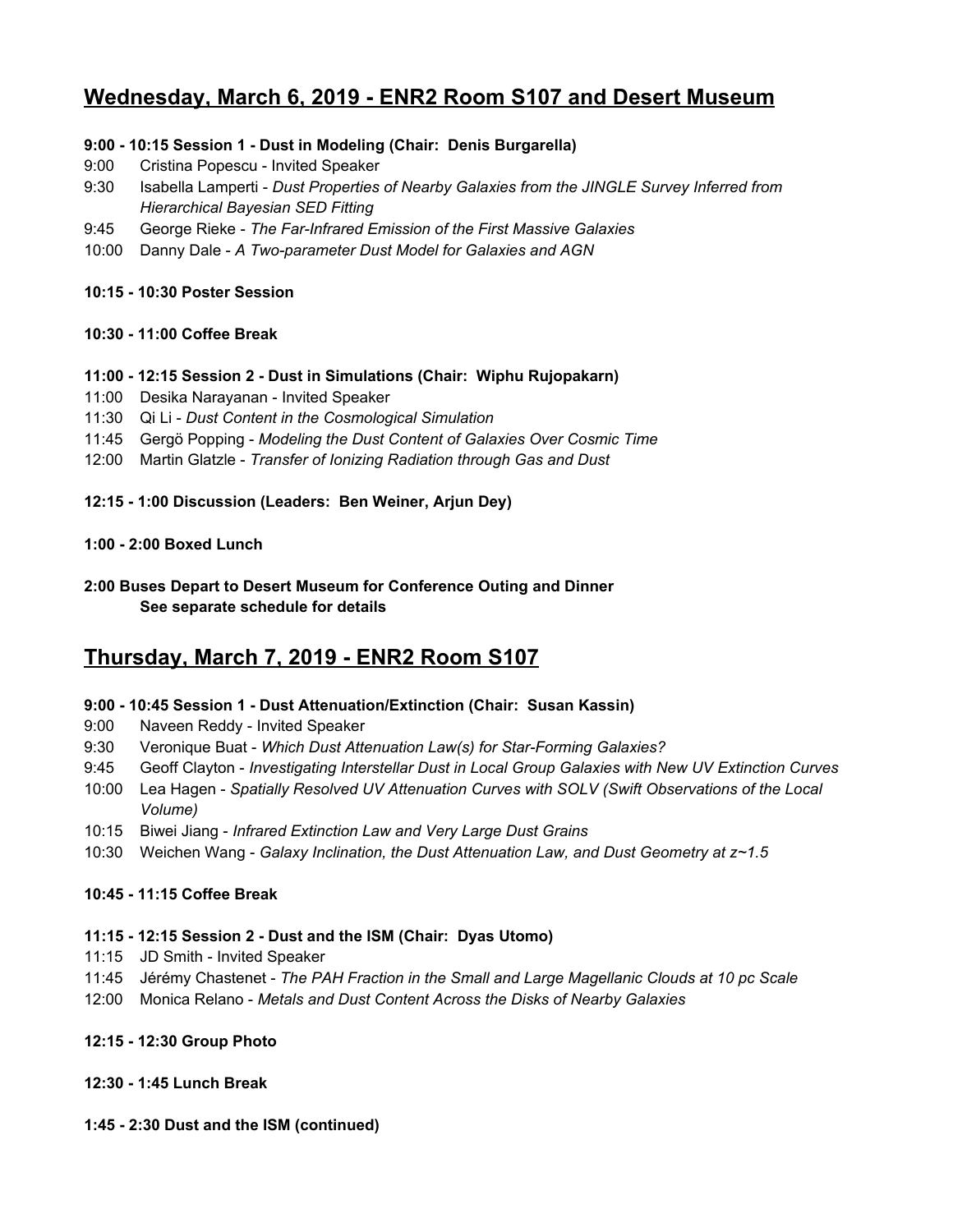## Wednesday, March 6, 2019 - ENR2 Room S107 and Desert Museum

**9:00 - 10:15 Session 1 - Dust in Modeling (Chair: Denis Burgarella)**

9:00 Cristina Popescu - Invited Speaker
9:30 Isabella Lamperti - *Dust Properties of Nearby Galaxies from the JINGLE Survey Inferred from Hierarchical Bayesian SED Fitting*
9:45 George Rieke - *The Far-Infrared Emission of the First Massive Galaxies*
10:00 Danny Dale - *A Two-parameter Dust Model for Galaxies and AGN*

**10:15 - 10:30 Poster Session**

**10:30 - 11:00 Coffee Break**

**11:00 - 12:15 Session 2 - Dust in Simulations (Chair: Wiphu Rujopakarn)**

11:00 Desika Narayanan - Invited Speaker
11:30 Qi Li - *Dust Content in the Cosmological Simulation*
11:45 Gergö Popping - *Modeling the Dust Content of Galaxies Over Cosmic Time*
12:00 Martin Glatzle - *Transfer of Ionizing Radiation through Gas and Dust*

**12:15 - 1:00 Discussion (Leaders: Ben Weiner, Arjun Dey)**

**1:00 - 2:00 Boxed Lunch**

**2:00 Buses Depart to Desert Museum for Conference Outing and Dinner**
**See separate schedule for details**

## Thursday, March 7, 2019 - ENR2 Room S107

**9:00 - 10:45 Session 1 - Dust Attenuation/Extinction (Chair: Susan Kassin)**

9:00 Naveen Reddy - Invited Speaker
9:30 Veronique Buat - *Which Dust Attenuation Law(s) for Star-Forming Galaxies?*
9:45 Geoff Clayton - *Investigating Interstellar Dust in Local Group Galaxies with New UV Extinction Curves*
10:00 Lea Hagen - *Spatially Resolved UV Attenuation Curves with SOLV (Swift Observations of the Local Volume)*
10:15 Biwei Jiang - *Infrared Extinction Law and Very Large Dust Grains*
10:30 Weichen Wang - *Galaxy Inclination, the Dust Attenuation Law, and Dust Geometry at z~1.5*

**10:45 - 11:15 Coffee Break**

**11:15 - 12:15 Session 2 - Dust and the ISM (Chair: Dyas Utomo)**

11:15 JD Smith - Invited Speaker
11:45 Jérémy Chastenet - *The PAH Fraction in the Small and Large Magellanic Clouds at 10 pc Scale*
12:00 Monica Relano - *Metals and Dust Content Across the Disks of Nearby Galaxies*

**12:15 - 12:30 Group Photo**

**12:30 - 1:45 Lunch Break**

**1:45 - 2:30 Dust and the ISM (continued)**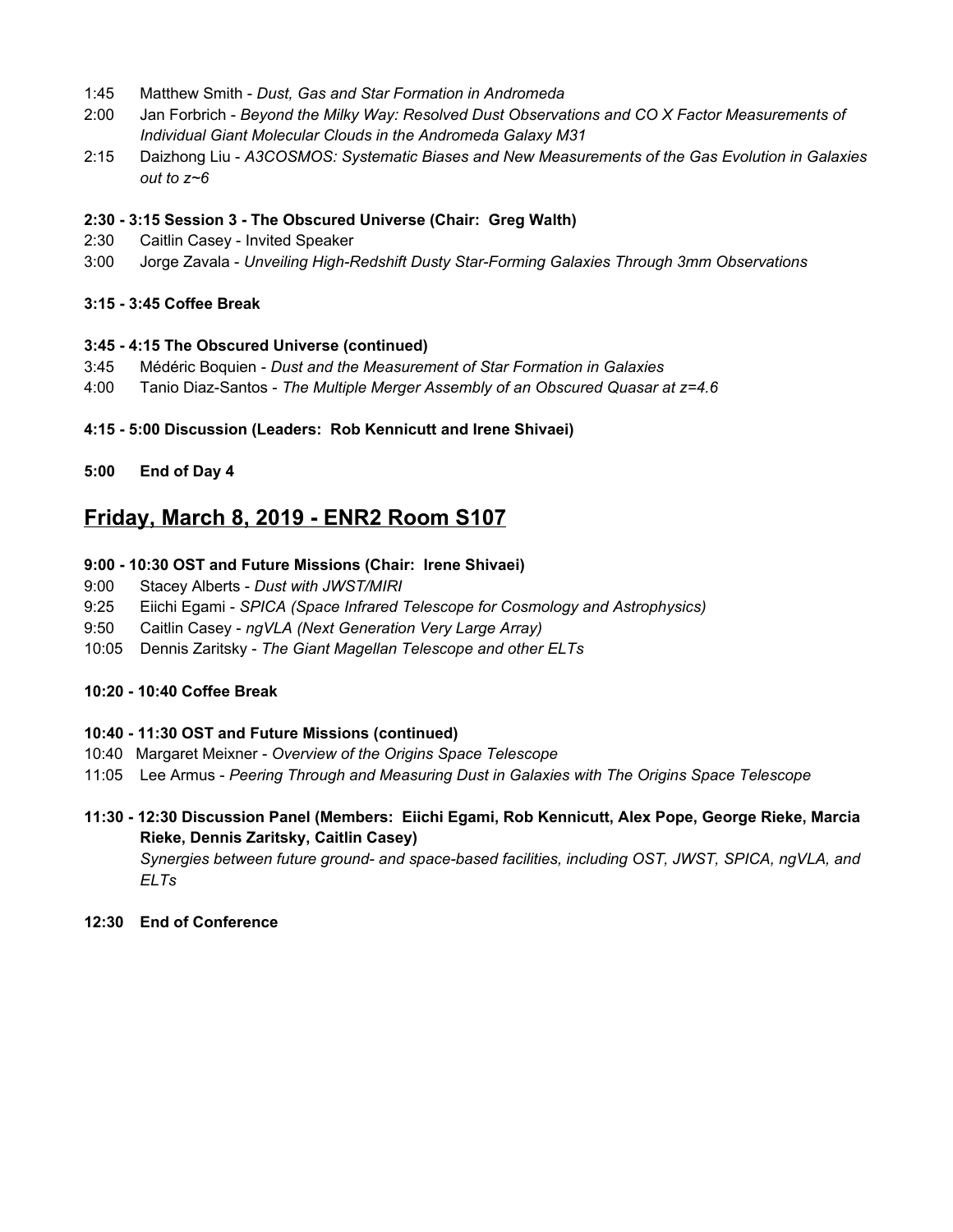1:45 Matthew Smith - *Dust, Gas and Star Formation in Andromeda*
2:00 Jan Forbrich - *Beyond the Milky Way: Resolved Dust Observations and CO X Factor Measurements of Individual Giant Molecular Clouds in the Andromeda Galaxy M31*
2:15 Daizhong Liu - *A3COSMOS: Systematic Biases and New Measurements of the Gas Evolution in Galaxies out to z~6*

**2:30 - 3:15 Session 3 - The Obscured Universe (Chair: Greg Walth)**

2:30 Caitlin Casey - Invited Speaker
3:00 Jorge Zavala - *Unveiling High-Redshift Dusty Star-Forming Galaxies Through 3mm Observations*

**3:15 - 3:45 Coffee Break**

**3:45 - 4:15 The Obscured Universe (continued)**

3:45 Médéric Boquien - *Dust and the Measurement of Star Formation in Galaxies*
4:00 Tanio Diaz-Santos - *The Multiple Merger Assembly of an Obscured Quasar at z=4.6*

**4:15 - 5:00 Discussion (Leaders: Rob Kennicutt and Irene Shivaei)**

**5:00 End of Day 4**

## Friday, March 8, 2019 - ENR2 Room S107

**9:00 - 10:30 OST and Future Missions (Chair: Irene Shivaei)**

9:00 Stacey Alberts - *Dust with JWST/MIRI*
9:25 Eiichi Egami - *SPICA (Space Infrared Telescope for Cosmology and Astrophysics)*
9:50 Caitlin Casey - *ngVLA (Next Generation Very Large Array)*
10:05 Dennis Zaritsky - *The Giant Magellan Telescope and other ELTs*

**10:20 - 10:40 Coffee Break**

**10:40 - 11:30 OST and Future Missions (continued)**

10:40 Margaret Meixner - *Overview of the Origins Space Telescope*
11:05 Lee Armus - *Peering Through and Measuring Dust in Galaxies with The Origins Space Telescope*

**11:30 - 12:30 Discussion Panel (Members: Eiichi Egami, Rob Kennicutt, Alex Pope, George Rieke, Marcia Rieke, Dennis Zaritsky, Caitlin Casey)**

*Synergies between future ground- and space-based facilities, including OST, JWST, SPICA, ngVLA, and ELTs*

**12:30 End of Conference**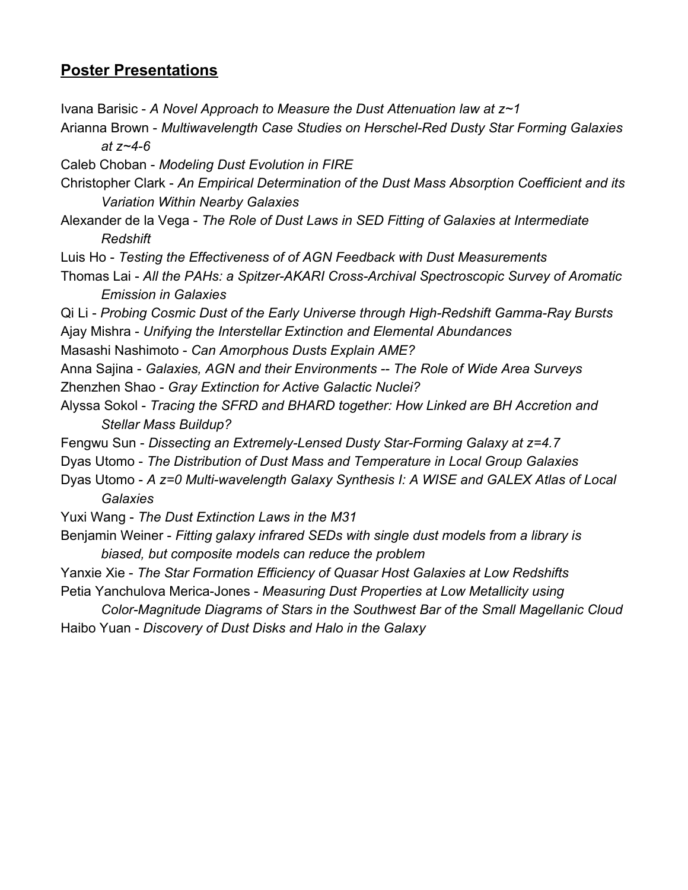## **Poster Presentations**

Ivana Barisic - *A Novel Approach to Measure the Dust Attenuation law at z~1*

Arianna Brown - *Multiwavelength Case Studies on Herschel-Red Dusty Star Forming Galaxies at z~4-6*

Caleb Choban - *Modeling Dust Evolution in FIRE*

Christopher Clark - *An Empirical Determination of the Dust Mass Absorption Coefficient and its Variation Within Nearby Galaxies*

Alexander de la Vega - *The Role of Dust Laws in SED Fitting of Galaxies at Intermediate Redshift*

Luis Ho - *Testing the Effectiveness of of AGN Feedback with Dust Measurements*

Thomas Lai - *All the PAHs: a Spitzer-AKARI Cross-Archival Spectroscopic Survey of Aromatic Emission in Galaxies*

Qi Li - *Probing Cosmic Dust of the Early Universe through High-Redshift Gamma-Ray Bursts*

Ajay Mishra - *Unifying the Interstellar Extinction and Elemental Abundances*

Masashi Nashimoto - *Can Amorphous Dusts Explain AME?*

Anna Sajina - *Galaxies, AGN and their Environments -- The Role of Wide Area Surveys*

Zhenzhen Shao - *Gray Extinction for Active Galactic Nuclei?*

Alyssa Sokol - *Tracing the SFRD and BHARD together: How Linked are BH Accretion and Stellar Mass Buildup?*

Fengwu Sun - *Dissecting an Extremely-Lensed Dusty Star-Forming Galaxy at z=4.7*

Dyas Utomo - *The Distribution of Dust Mass and Temperature in Local Group Galaxies*

Dyas Utomo - *A z=0 Multi-wavelength Galaxy Synthesis I: A WISE and GALEX Atlas of Local Galaxies*

Yuxi Wang - *The Dust Extinction Laws in the M31*

Benjamin Weiner - *Fitting galaxy infrared SEDs with single dust models from a library is biased, but composite models can reduce the problem*

Yanxie Xie - *The Star Formation Efficiency of Quasar Host Galaxies at Low Redshifts*

Petia Yanchulova Merica-Jones - *Measuring Dust Properties at Low Metallicity using Color-Magnitude Diagrams of Stars in the Southwest Bar of the Small Magellanic Cloud*

Haibo Yuan - *Discovery of Dust Disks and Halo in the Galaxy*